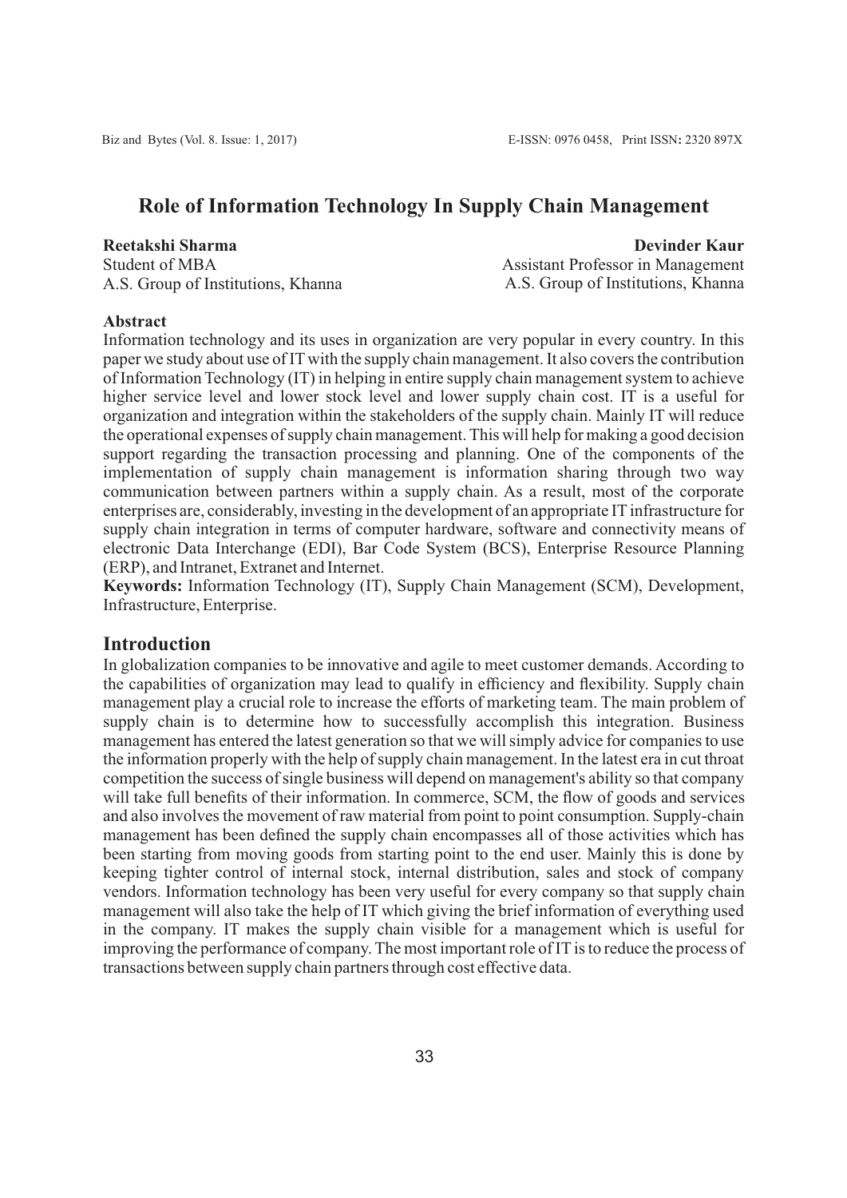# Role of Information Technology In Supply Chain Management

**Reetakshi Sharma**
Student of MBA
A.S. Group of Institutions, Khanna

**Devinder Kaur**
Assistant Professor in Management
A.S. Group of Institutions, Khanna

**Abstract**

Information technology and its uses in organization are very popular in every country. In this paper we study about use of IT with the supply chain management. It also covers the contribution of Information Technology (IT) in helping in entire supply chain management system to achieve higher service level and lower stock level and lower supply chain cost. IT is a useful for organization and integration within the stakeholders of the supply chain. Mainly IT will reduce the operational expenses of supply chain management. This will help for making a good decision support regarding the transaction processing and planning. One of the components of the implementation of supply chain management is information sharing through two way communication between partners within a supply chain. As a result, most of the corporate enterprises are, considerably, investing in the development of an appropriate IT infrastructure for supply chain integration in terms of computer hardware, software and connectivity means of electronic Data Interchange (EDI), Bar Code System (BCS), Enterprise Resource Planning (ERP), and Intranet, Extranet and Internet.

**Keywords:** Information Technology (IT), Supply Chain Management (SCM), Development, Infrastructure, Enterprise.

## Introduction

In globalization companies to be innovative and agile to meet customer demands. According to the capabilities of organization may lead to qualify in efficiency and flexibility. Supply chain management play a crucial role to increase the efforts of marketing team. The main problem of supply chain is to determine how to successfully accomplish this integration. Business management has entered the latest generation so that we will simply advice for companies to use the information properly with the help of supply chain management. In the latest era in cut throat competition the success of single business will depend on management's ability so that company will take full benefits of their information. In commerce, SCM, the flow of goods and services and also involves the movement of raw material from point to point consumption. Supply-chain management has been defined the supply chain encompasses all of those activities which has been starting from moving goods from starting point to the end user. Mainly this is done by keeping tighter control of internal stock, internal distribution, sales and stock of company vendors. Information technology has been very useful for every company so that supply chain management will also take the help of IT which giving the brief information of everything used in the company. IT makes the supply chain visible for a management which is useful for improving the performance of company. The most important role of IT is to reduce the process of transactions between supply chain partners through cost effective data.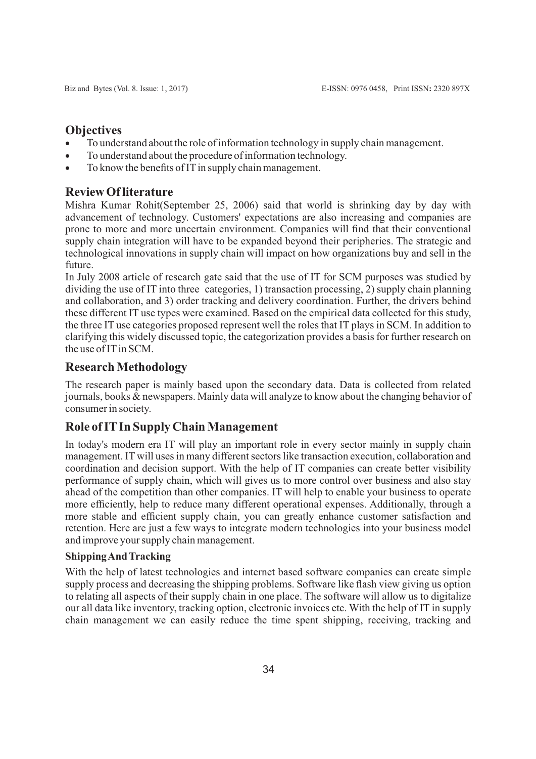## Objectives

- To understand about the role of information technology in supply chain management.
- To understand about the procedure of information technology.
- To know the benefits of IT in supply chain management.

## Review Of literature

Mishra Kumar Rohit(September 25, 2006) said that world is shrinking day by day with advancement of technology. Customers' expectations are also increasing and companies are prone to more and more uncertain environment. Companies will find that their conventional supply chain integration will have to be expanded beyond their peripheries. The strategic and technological innovations in supply chain will impact on how organizations buy and sell in the future.

In July 2008 article of research gate said that the use of IT for SCM purposes was studied by dividing the use of IT into three categories, 1) transaction processing, 2) supply chain planning and collaboration, and 3) order tracking and delivery coordination. Further, the drivers behind these different IT use types were examined. Based on the empirical data collected for this study, the three IT use categories proposed represent well the roles that IT plays in SCM. In addition to clarifying this widely discussed topic, the categorization provides a basis for further research on the use of IT in SCM.

## Research Methodology

The research paper is mainly based upon the secondary data. Data is collected from related journals, books & newspapers. Mainly data will analyze to know about the changing behavior of consumer in society.

## Role of IT In Supply Chain Management

In today's modern era IT will play an important role in every sector mainly in supply chain management. IT will uses in many different sectors like transaction execution, collaboration and coordination and decision support. With the help of IT companies can create better visibility performance of supply chain, which will gives us to more control over business and also stay ahead of the competition than other companies. IT will help to enable your business to operate more efficiently, help to reduce many different operational expenses. Additionally, through a more stable and efficient supply chain, you can greatly enhance customer satisfaction and retention. Here are just a few ways to integrate modern technologies into your business model and improve your supply chain management.

### Shipping And Tracking

With the help of latest technologies and internet based software companies can create simple supply process and decreasing the shipping problems. Software like flash view giving us option to relating all aspects of their supply chain in one place. The software will allow us to digitalize our all data like inventory, tracking option, electronic invoices etc. With the help of IT in supply chain management we can easily reduce the time spent shipping, receiving, tracking and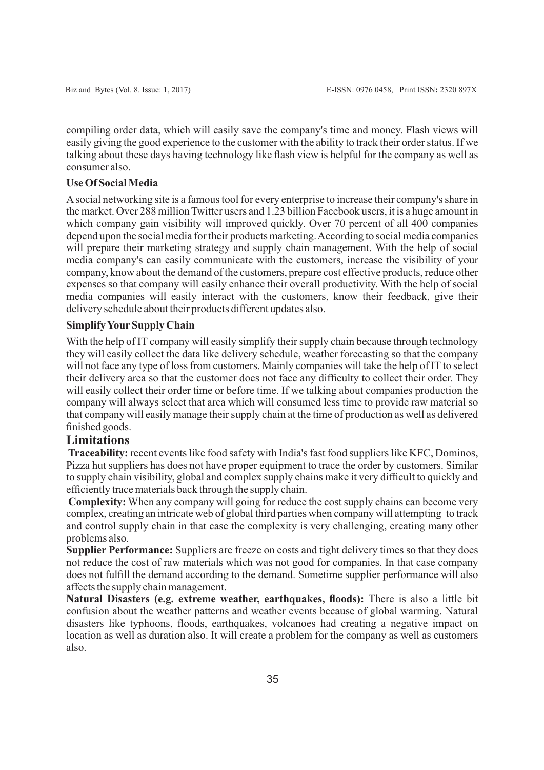compiling order data, which will easily save the company's time and money. Flash views will easily giving the good experience to the customer with the ability to track their order status. If we talking about these days having technology like flash view is helpful for the company as well as consumer also.

**Use Of Social Media**

A social networking site is a famous tool for every enterprise to increase their company's share in the market. Over 288 million Twitter users and 1.23 billion Facebook users, it is a huge amount in which company gain visibility will improved quickly. Over 70 percent of all 400 companies depend upon the social media for their products marketing. According to social media companies will prepare their marketing strategy and supply chain management. With the help of social media company's can easily communicate with the customers, increase the visibility of your company, know about the demand of the customers, prepare cost effective products, reduce other expenses so that company will easily enhance their overall productivity. With the help of social media companies will easily interact with the customers, know their feedback, give their delivery schedule about their products different updates also.

**Simplify Your Supply Chain**

With the help of IT company will easily simplify their supply chain because through technology they will easily collect the data like delivery schedule, weather forecasting so that the company will not face any type of loss from customers. Mainly companies will take the help of IT to select their delivery area so that the customer does not face any difficulty to collect their order. They will easily collect their order time or before time. If we talking about companies production the company will always select that area which will consumed less time to provide raw material so that company will easily manage their supply chain at the time of production as well as delivered finished goods.

## Limitations

**Traceability:** recent events like food safety with India's fast food suppliers like KFC, Dominos, Pizza hut suppliers has does not have proper equipment to trace the order by customers. Similar to supply chain visibility, global and complex supply chains make it very difficult to quickly and efficiently trace materials back through the supply chain.

**Complexity:** When any company will going for reduce the cost supply chains can become very complex, creating an intricate web of global third parties when company will attempting to track and control supply chain in that case the complexity is very challenging, creating many other problems also.

**Supplier Performance:** Suppliers are freeze on costs and tight delivery times so that they does not reduce the cost of raw materials which was not good for companies. In that case company does not fulfill the demand according to the demand. Sometime supplier performance will also affects the supply chain management.

**Natural Disasters (e.g. extreme weather, earthquakes, floods):** There is also a little bit confusion about the weather patterns and weather events because of global warming. Natural disasters like typhoons, floods, earthquakes, volcanoes had creating a negative impact on location as well as duration also. It will create a problem for the company as well as customers also.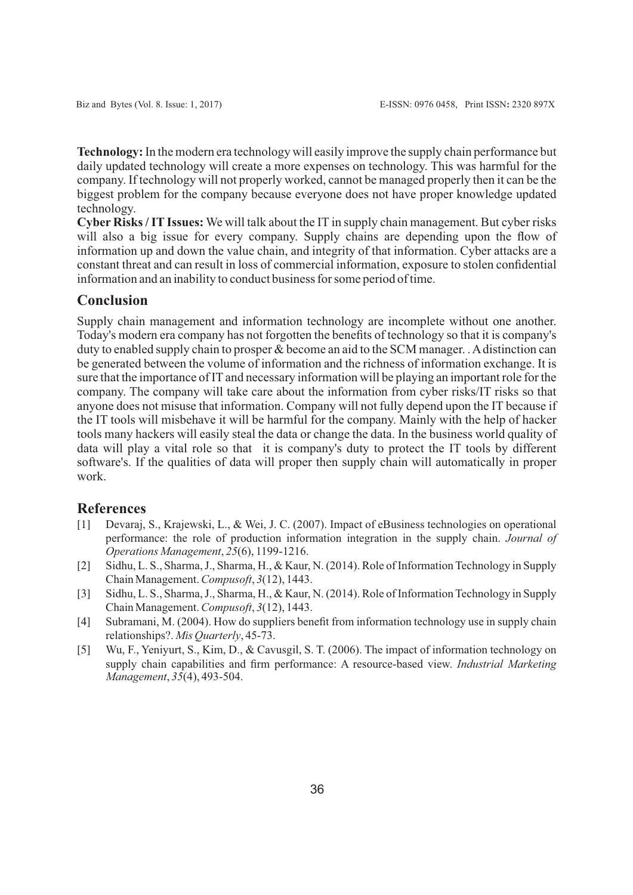**Technology:** In the modern era technology will easily improve the supply chain performance but daily updated technology will create a more expenses on technology. This was harmful for the company. If technology will not properly worked, cannot be managed properly then it can be the biggest problem for the company because everyone does not have proper knowledge updated technology.

**Cyber Risks / IT Issues:** We will talk about the IT in supply chain management. But cyber risks will also a big issue for every company. Supply chains are depending upon the flow of information up and down the value chain, and integrity of that information. Cyber attacks are a constant threat and can result in loss of commercial information, exposure to stolen confidential information and an inability to conduct business for some period of time.

## Conclusion

Supply chain management and information technology are incomplete without one another. Today's modern era company has not forgotten the benefits of technology so that it is company's duty to enabled supply chain to prosper & become an aid to the SCM manager. . A distinction can be generated between the volume of information and the richness of information exchange. It is sure that the importance of IT and necessary information will be playing an important role for the company. The company will take care about the information from cyber risks/IT risks so that anyone does not misuse that information. Company will not fully depend upon the IT because if the IT tools will misbehave it will be harmful for the company. Mainly with the help of hacker tools many hackers will easily steal the data or change the data. In the business world quality of data will play a vital role so that it is company's duty to protect the IT tools by different software's. If the qualities of data will proper then supply chain will automatically in proper work.

## References

[1] Devaraj, S., Krajewski, L., & Wei, J. C. (2007). Impact of eBusiness technologies on operational performance: the role of production information integration in the supply chain. *Journal of Operations Management*, *25*(6), 1199-1216.

[2] Sidhu, L. S., Sharma, J., Sharma, H., & Kaur, N. (2014). Role of Information Technology in Supply Chain Management. *Compusoft*, *3*(12), 1443.

[3] Sidhu, L. S., Sharma, J., Sharma, H., & Kaur, N. (2014). Role of Information Technology in Supply Chain Management. *Compusoft*, *3*(12), 1443.

[4] Subramani, M. (2004). How do suppliers benefit from information technology use in supply chain relationships?. *Mis Quarterly*, 45-73.

[5] Wu, F., Yeniyurt, S., Kim, D., & Cavusgil, S. T. (2006). The impact of information technology on supply chain capabilities and firm performance: A resource-based view. *Industrial Marketing Management*, *35*(4), 493-504.